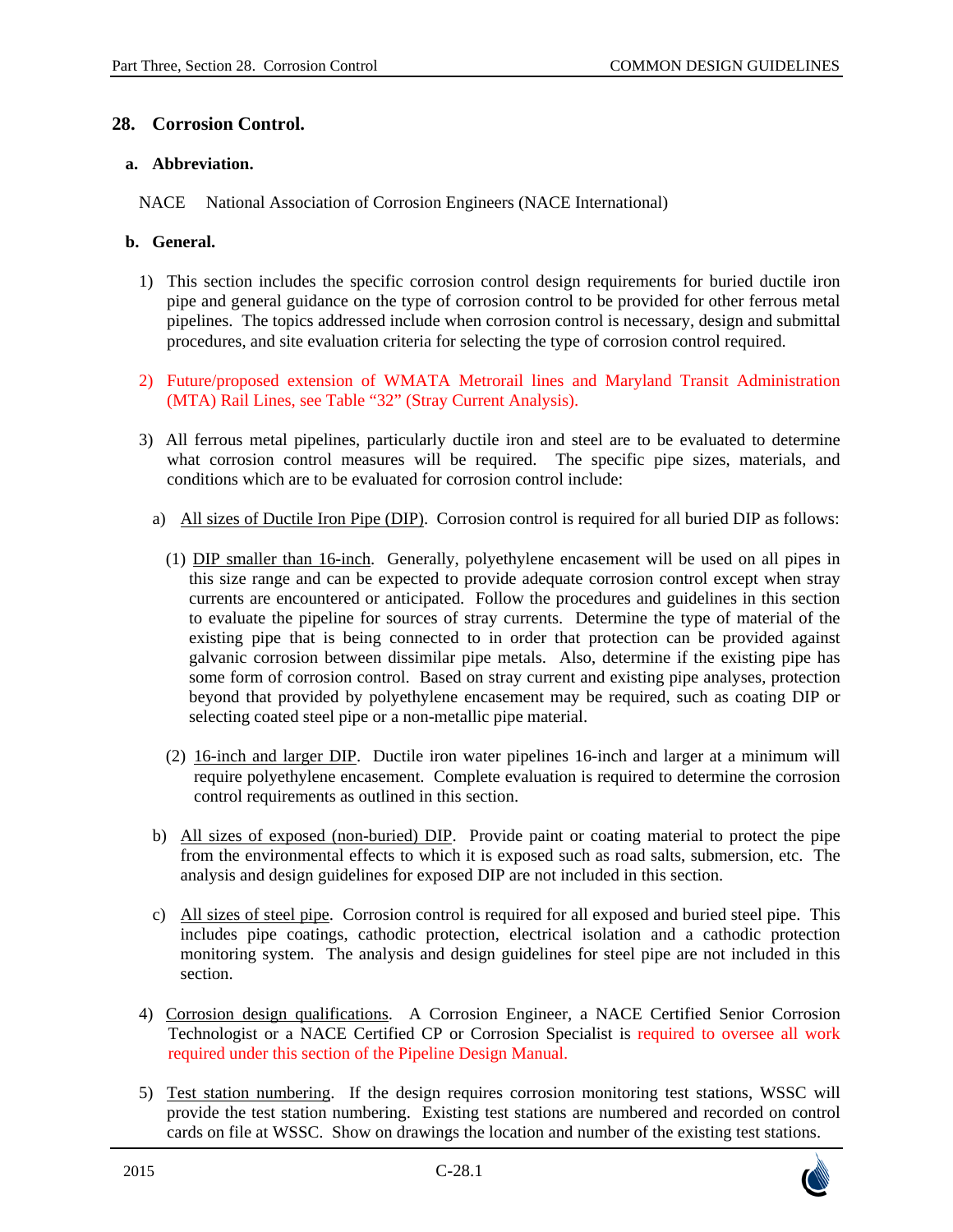## 28. Corrosion Control.

### a. Abbreviation.

NACE National Association of Corrosion Engineers (NACE International)

### b. General.

1) This section includes the specific corrosion control design requirements for buried ductile iron pipe and general guidance on the type of corrosion control to be provided for other ferrous metal pipelines. The topics addressed include when corrosion control is necessary, design and submittal procedures, and site evaluation criteria for selecting the type of corrosion control required.

2) Future/proposed extension of WMATA Metrorail lines and Maryland Transit Administration (MTA) Rail Lines, see Table "32" (Stray Current Analysis).

3) All ferrous metal pipelines, particularly ductile iron and steel are to be evaluated to determine what corrosion control measures will be required. The specific pipe sizes, materials, and conditions which are to be evaluated for corrosion control include:

   a) All sizes of Ductile Iron Pipe (DIP). Corrosion control is required for all buried DIP as follows:

      (1) DIP smaller than 16-inch. Generally, polyethylene encasement will be used on all pipes in this size range and can be expected to provide adequate corrosion control except when stray currents are encountered or anticipated. Follow the procedures and guidelines in this section to evaluate the pipeline for sources of stray currents. Determine the type of material of the existing pipe that is being connected to in order that protection can be provided against galvanic corrosion between dissimilar pipe metals. Also, determine if the existing pipe has some form of corrosion control. Based on stray current and existing pipe analyses, protection beyond that provided by polyethylene encasement may be required, such as coating DIP or selecting coated steel pipe or a non-metallic pipe material.

      (2) 16-inch and larger DIP. Ductile iron water pipelines 16-inch and larger at a minimum will require polyethylene encasement. Complete evaluation is required to determine the corrosion control requirements as outlined in this section.

   b) All sizes of exposed (non-buried) DIP. Provide paint or coating material to protect the pipe from the environmental effects to which it is exposed such as road salts, submersion, etc. The analysis and design guidelines for exposed DIP are not included in this section.

   c) All sizes of steel pipe. Corrosion control is required for all exposed and buried steel pipe. This includes pipe coatings, cathodic protection, electrical isolation and a cathodic protection monitoring system. The analysis and design guidelines for steel pipe are not included in this section.

4) Corrosion design qualifications. A Corrosion Engineer, a NACE Certified Senior Corrosion Technologist or a NACE Certified CP or Corrosion Specialist is required to oversee all work required under this section of the Pipeline Design Manual.

5) Test station numbering. If the design requires corrosion monitoring test stations, WSSC will provide the test station numbering. Existing test stations are numbered and recorded on control cards on file at WSSC. Show on drawings the location and number of the existing test stations.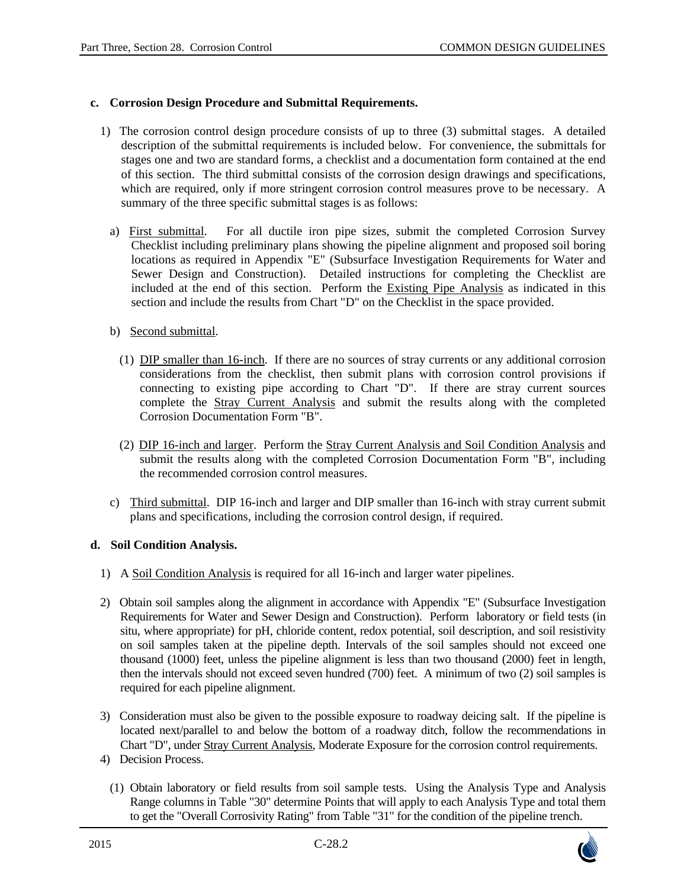**c. Corrosion Design Procedure and Submittal Requirements.**

1) The corrosion control design procedure consists of up to three (3) submittal stages. A detailed description of the submittal requirements is included below. For convenience, the submittals for stages one and two are standard forms, a checklist and a documentation form contained at the end of this section. The third submittal consists of the corrosion design drawings and specifications, which are required, only if more stringent corrosion control measures prove to be necessary. A summary of the three specific submittal stages is as follows:

   a) <u>First submittal</u>. For all ductile iron pipe sizes, submit the completed Corrosion Survey Checklist including preliminary plans showing the pipeline alignment and proposed soil boring locations as required in Appendix "E" (Subsurface Investigation Requirements for Water and Sewer Design and Construction). Detailed instructions for completing the Checklist are included at the end of this section. Perform the <u>Existing Pipe Analysis</u> as indicated in this section and include the results from Chart "D" on the Checklist in the space provided.

   b) <u>Second submittal</u>.

      (1) <u>DIP smaller than 16-inch</u>. If there are no sources of stray currents or any additional corrosion considerations from the checklist, then submit plans with corrosion control provisions if connecting to existing pipe according to Chart "D". If there are stray current sources complete the <u>Stray Current Analysis</u> and submit the results along with the completed Corrosion Documentation Form "B".

      (2) <u>DIP 16-inch and larger</u>. Perform the <u>Stray Current Analysis and Soil Condition Analysis</u> and submit the results along with the completed Corrosion Documentation Form "B", including the recommended corrosion control measures.

   c) <u>Third submittal</u>. DIP 16-inch and larger and DIP smaller than 16-inch with stray current submit plans and specifications, including the corrosion control design, if required.

**d. Soil Condition Analysis.**

1) A <u>Soil Condition Analysis</u> is required for all 16-inch and larger water pipelines.

2) Obtain soil samples along the alignment in accordance with Appendix "E" (Subsurface Investigation Requirements for Water and Sewer Design and Construction). Perform laboratory or field tests (in situ, where appropriate) for pH, chloride content, redox potential, soil description, and soil resistivity on soil samples taken at the pipeline depth. Intervals of the soil samples should not exceed one thousand (1000) feet, unless the pipeline alignment is less than two thousand (2000) feet in length, then the intervals should not exceed seven hundred (700) feet. A minimum of two (2) soil samples is required for each pipeline alignment.

3) Consideration must also be given to the possible exposure to roadway deicing salt. If the pipeline is located next/parallel to and below the bottom of a roadway ditch, follow the recommendations in Chart "D", under <u>Stray Current Analysis</u>, Moderate Exposure for the corrosion control requirements.

4) Decision Process.

   (1) Obtain laboratory or field results from soil sample tests. Using the Analysis Type and Analysis Range columns in Table "30" determine Points that will apply to each Analysis Type and total them to get the "Overall Corrosivity Rating" from Table "31" for the condition of the pipeline trench.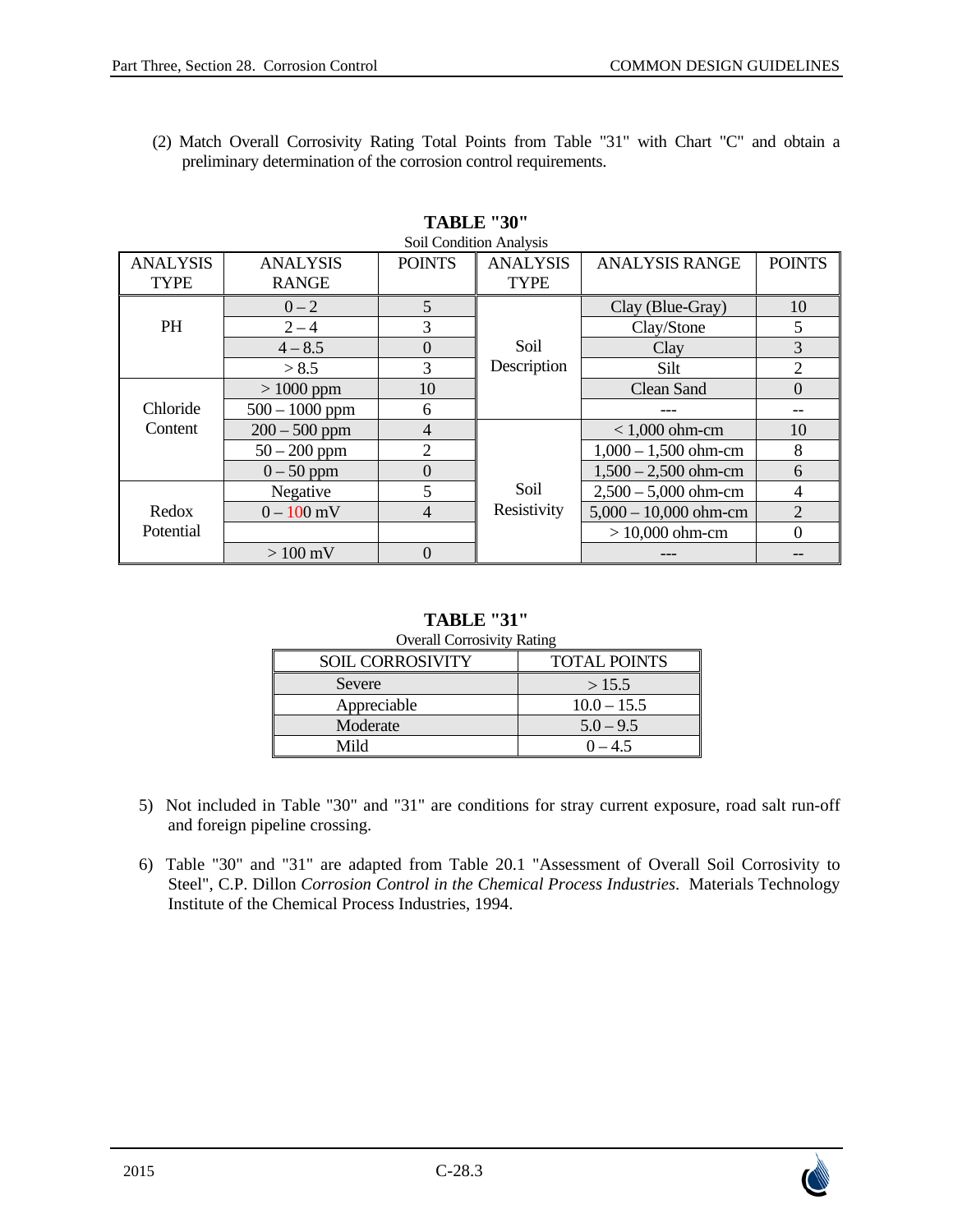(2) Match Overall Corrosivity Rating Total Points from Table "31" with Chart "C" and obtain a preliminary determination of the corrosion control requirements.

**TABLE "30"**

Soil Condition Analysis

| ANALYSIS TYPE | ANALYSIS RANGE | POINTS | ANALYSIS TYPE | ANALYSIS RANGE | POINTS |
|---|---|---|---|---|---|
| PH | 0 – 2 | 5 | Soil Description | Clay (Blue-Gray) | 10 |
| | 2 – 4 | 3 | | Clay/Stone | 5 |
| | 4 – 8.5 | 0 | | Clay | 3 |
| | > 8.5 | 3 | | Silt | 2 |
| Chloride Content | > 1000 ppm | 10 | | Clean Sand | 0 |
| | 500 – 1000 ppm | 6 | | --- | -- |
| | 200 – 500 ppm | 4 | Soil Resistivity | < 1,000 ohm-cm | 10 |
| | 50 – 200 ppm | 2 | | 1,000 – 1,500 ohm-cm | 8 |
| | 0 – 50 ppm | 0 | | 1,500 – 2,500 ohm-cm | 6 |
| Redox Potential | Negative | 5 | | 2,500 – 5,000 ohm-cm | 4 |
| | 0 – 100 mV | 4 | | 5,000 – 10,000 ohm-cm | 2 |
| | | | | > 10,000 ohm-cm | 0 |
| | > 100 mV | 0 | | --- | -- |

**TABLE "31"**

Overall Corrosivity Rating

| SOIL CORROSIVITY | TOTAL POINTS |
|---|---|
| Severe | > 15.5 |
| Appreciable | 10.0 – 15.5 |
| Moderate | 5.0 – 9.5 |
| Mild | 0 – 4.5 |

5) Not included in Table "30" and "31" are conditions for stray current exposure, road salt run-off and foreign pipeline crossing.

6) Table "30" and "31" are adapted from Table 20.1 "Assessment of Overall Soil Corrosivity to Steel", C.P. Dillon *Corrosion Control in the Chemical Process Industries*. Materials Technology Institute of the Chemical Process Industries, 1994.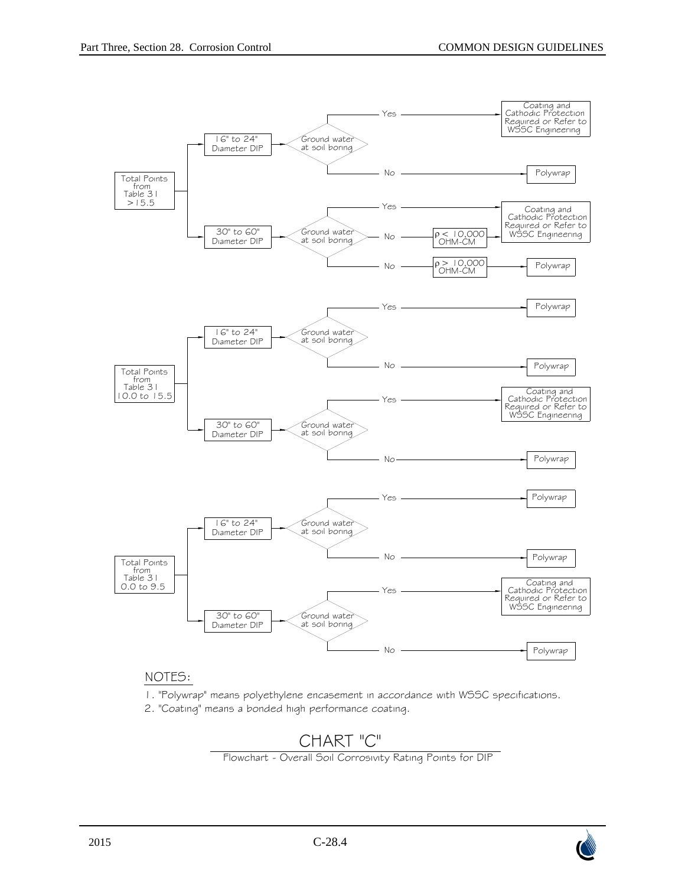**Total Points from Table 31 >15.5**

- 16" to 24" Diameter DIP → Ground water at soil boring?
  - Yes → Coating and Cathodic Protection Required or Refer to WSSC Engineering
  - No → Polywrap
- 30" to 60" Diameter DIP → Ground water at soil boring?
  - Yes → Coating and Cathodic Protection Required or Refer to WSSC Engineering
  - No → ρ < 10,000 OHM-CM → Coating and Cathodic Protection Required or Refer to WSSC Engineering
  - No → ρ > 10,000 OHM-CM → Polywrap

**Total Points from Table 31 10.0 to 15.5**

- 16" to 24" Diameter DIP → Ground water at soil boring?
  - Yes → Polywrap
  - No → Polywrap
- 30" to 60" Diameter DIP → Ground water at soil boring?
  - Yes → Coating and Cathodic Protection Required or Refer to WSSC Engineering
  - No → Polywrap

**Total Points from Table 31 0.0 to 9.5**

- 16" to 24" Diameter DIP → Ground water at soil boring?
  - Yes → Polywrap
  - No → Polywrap
- 30" to 60" Diameter DIP → Ground water at soil boring?
  - Yes → Coating and Cathodic Protection Required or Refer to WSSC Engineering
  - No → Polywrap

NOTES:

1. "Polywrap" means polyethylene encasement in accordance with WSSC specifications.
2. "Coating" means a bonded high performance coating.

CHART "C"

Flowchart - Overall Soil Corrosivity Rating Points for DIP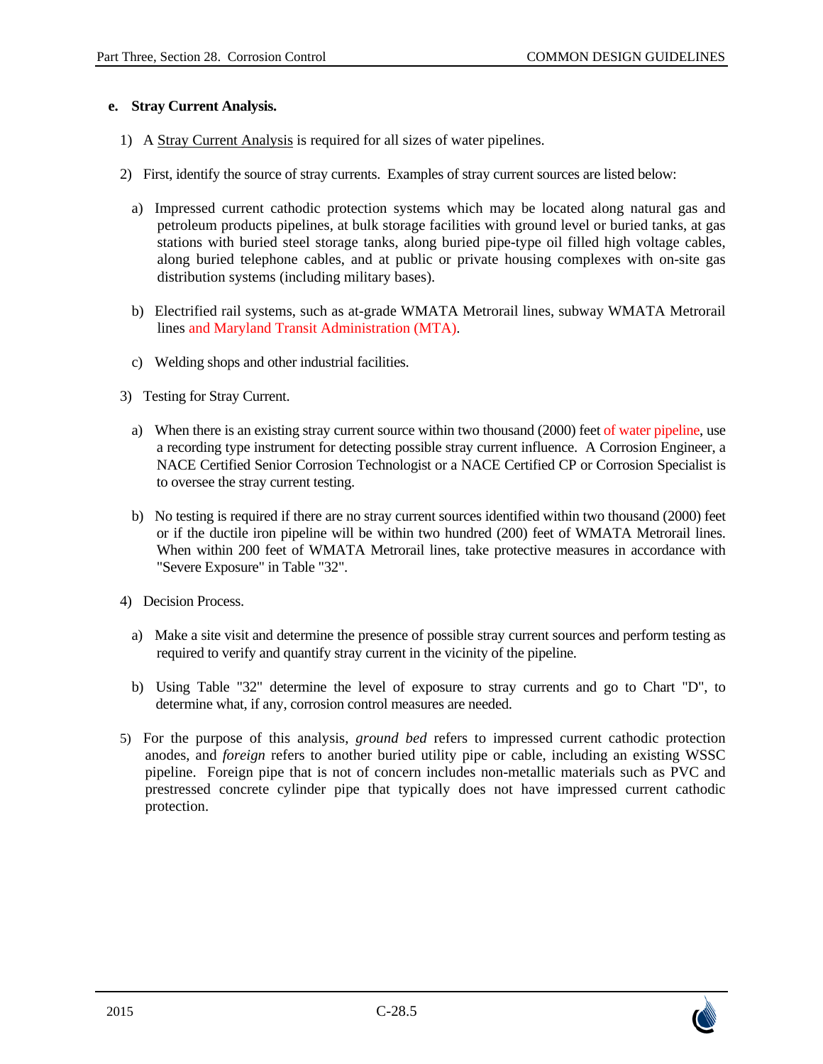**e. Stray Current Analysis.**

1) A Stray Current Analysis is required for all sizes of water pipelines.

2) First, identify the source of stray currents. Examples of stray current sources are listed below:

   a) Impressed current cathodic protection systems which may be located along natural gas and petroleum products pipelines, at bulk storage facilities with ground level or buried tanks, at gas stations with buried steel storage tanks, along buried pipe-type oil filled high voltage cables, along buried telephone cables, and at public or private housing complexes with on-site gas distribution systems (including military bases).

   b) Electrified rail systems, such as at-grade WMATA Metrorail lines, subway WMATA Metrorail lines and Maryland Transit Administration (MTA).

   c) Welding shops and other industrial facilities.

3) Testing for Stray Current.

   a) When there is an existing stray current source within two thousand (2000) feet of water pipeline, use a recording type instrument for detecting possible stray current influence. A Corrosion Engineer, a NACE Certified Senior Corrosion Technologist or a NACE Certified CP or Corrosion Specialist is to oversee the stray current testing.

   b) No testing is required if there are no stray current sources identified within two thousand (2000) feet or if the ductile iron pipeline will be within two hundred (200) feet of WMATA Metrorail lines. When within 200 feet of WMATA Metrorail lines, take protective measures in accordance with "Severe Exposure" in Table "32".

4) Decision Process.

   a) Make a site visit and determine the presence of possible stray current sources and perform testing as required to verify and quantify stray current in the vicinity of the pipeline.

   b) Using Table "32" determine the level of exposure to stray currents and go to Chart "D", to determine what, if any, corrosion control measures are needed.

5) For the purpose of this analysis, *ground bed* refers to impressed current cathodic protection anodes, and *foreign* refers to another buried utility pipe or cable, including an existing WSSC pipeline. Foreign pipe that is not of concern includes non-metallic materials such as PVC and prestressed concrete cylinder pipe that typically does not have impressed current cathodic protection.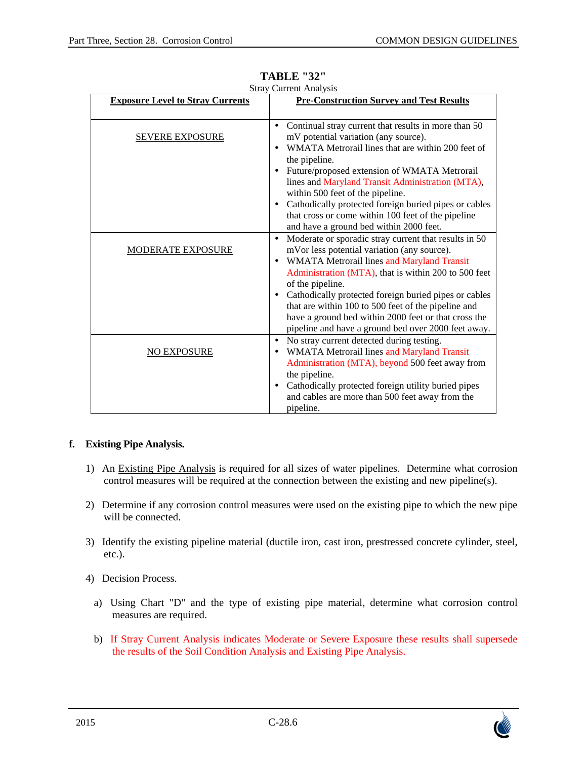**TABLE "32"**

Stray Current Analysis

| Exposure Level to Stray Currents | Pre-Construction Survey and Test Results |
|---|---|
| SEVERE EXPOSURE | • Continual stray current that results in more than 50 mV potential variation (any source).<br>• WMATA Metrorail lines that are within 200 feet of the pipeline.<br>• Future/proposed extension of WMATA Metrorail lines and Maryland Transit Administration (MTA), within 500 feet of the pipeline.<br>• Cathodically protected foreign buried pipes or cables that cross or come within 100 feet of the pipeline and have a ground bed within 2000 feet. |
| MODERATE EXPOSURE | • Moderate or sporadic stray current that results in 50 mVor less potential variation (any source).<br>• WMATA Metrorail lines and Maryland Transit Administration (MTA), that is within 200 to 500 feet of the pipeline.<br>• Cathodically protected foreign buried pipes or cables that are within 100 to 500 feet of the pipeline and have a ground bed within 2000 feet or that cross the pipeline and have a ground bed over 2000 feet away. |
| NO EXPOSURE | • No stray current detected during testing.<br>• WMATA Metrorail lines and Maryland Transit Administration (MTA), beyond 500 feet away from the pipeline.<br>• Cathodically protected foreign utility buried pipes and cables are more than 500 feet away from the pipeline. |

**f. Existing Pipe Analysis.**

1) An Existing Pipe Analysis is required for all sizes of water pipelines. Determine what corrosion control measures will be required at the connection between the existing and new pipeline(s).

2) Determine if any corrosion control measures were used on the existing pipe to which the new pipe will be connected.

3) Identify the existing pipeline material (ductile iron, cast iron, prestressed concrete cylinder, steel, etc.).

4) Decision Process.

a) Using Chart "D" and the type of existing pipe material, determine what corrosion control measures are required.

b) If Stray Current Analysis indicates Moderate or Severe Exposure these results shall supersede the results of the Soil Condition Analysis and Existing Pipe Analysis.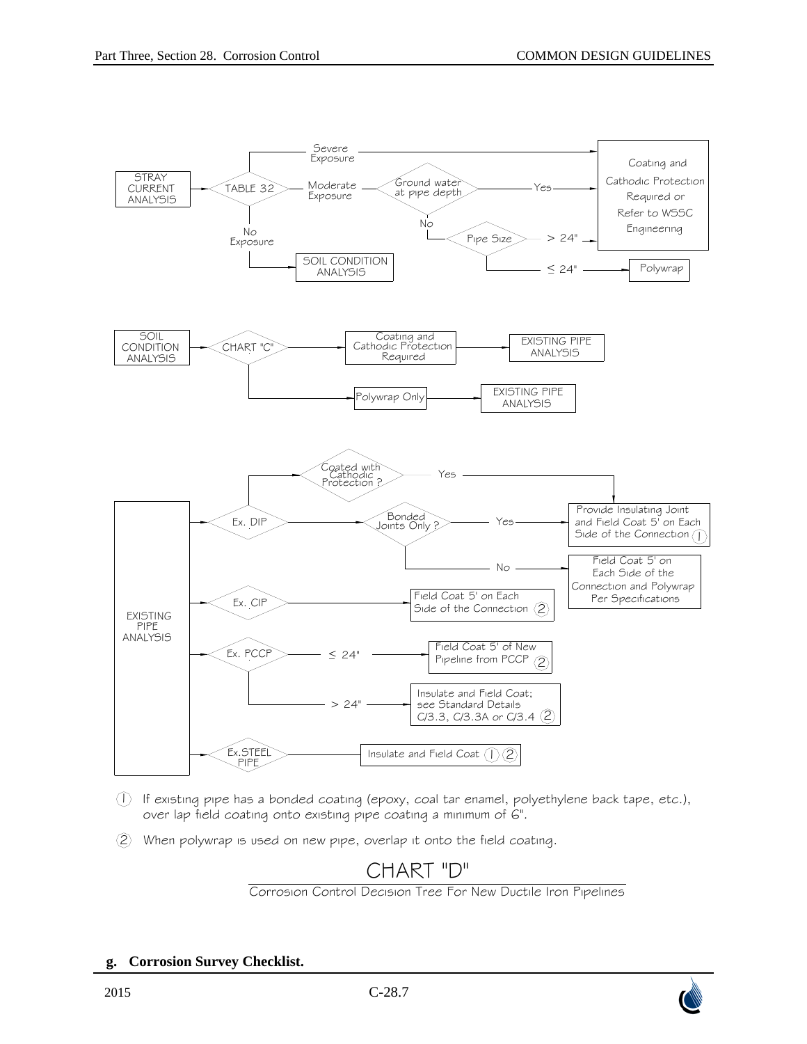**Stray Current Analysis**

- STRAY CURRENT ANALYSIS → TABLE 32
  - Severe Exposure → Coating and Cathodic Protection Required or Refer to WSSC Engineering
  - Moderate Exposure → Ground water at pipe depth?
    - Yes → Coating and Cathodic Protection Required or Refer to WSSC Engineering
    - No → Pipe Size
      - > 24" → Coating and Cathodic Protection Required or Refer to WSSC Engineering
      - ≤ 24" → Polywrap
  - No Exposure → SOIL CONDITION ANALYSIS

**Soil Condition Analysis**

- SOIL CONDITION ANALYSIS → CHART "C"
  - → Coating and Cathodic Protection Required → EXISTING PIPE ANALYSIS
  - → Polywrap Only → EXISTING PIPE ANALYSIS

**Existing Pipe Analysis**

- EXISTING PIPE ANALYSIS
  - Ex. DIP
    - Coated with Cathodic Protection?
      - Yes → Provide Insulating Joint and Field Coat 5' on Each Side of the Connection (1)
    - Bonded Joints Only?
      - Yes → Provide Insulating Joint and Field Coat 5' on Each Side of the Connection (1)
      - No → Field Coat 5' on Each Side of the Connection and Polywrap Per Specifications
  - Ex. CIP → Field Coat 5' on Each Side of the Connection (2)
  - Ex. PCCP
    - ≤ 24" → Field Coat 5' of New Pipeline from PCCP (2)
    - > 24" → Insulate and Field Coat; see Standard Details C/3.3, C/3.3A or C/3.4 (2)
  - Ex.STEEL PIPE → Insulate and Field Coat (1) (2)

(1) If existing pipe has a bonded coating (epoxy, coal tar enamel, polyethylene back tape, etc.), over lap field coating onto existing pipe coating a minimum of 6".

(2) When polywrap is used on new pipe, overlap it onto the field coating.

CHART "D"

Corrosion Control Decision Tree For New Ductile Iron Pipelines

**g. Corrosion Survey Checklist.**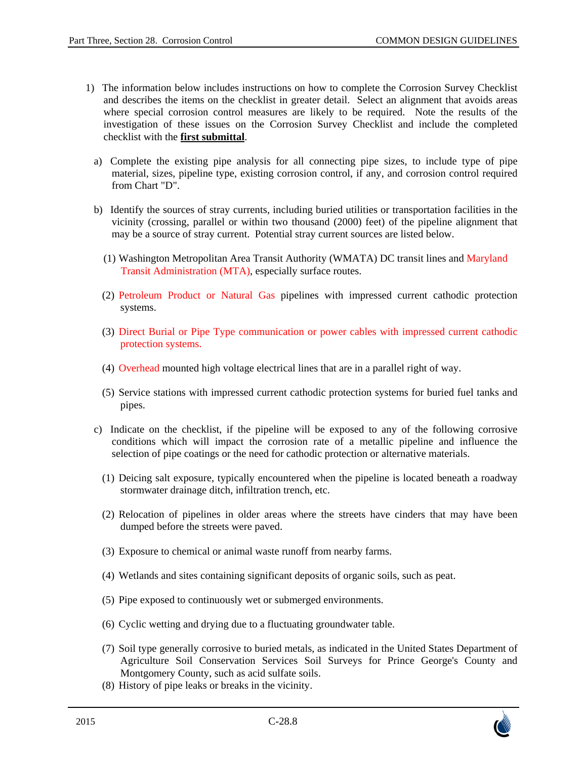1) The information below includes instructions on how to complete the Corrosion Survey Checklist and describes the items on the checklist in greater detail. Select an alignment that avoids areas where special corrosion control measures are likely to be required. Note the results of the investigation of these issues on the Corrosion Survey Checklist and include the completed checklist with the **first submittal**.

   a) Complete the existing pipe analysis for all connecting pipe sizes, to include type of pipe material, sizes, pipeline type, existing corrosion control, if any, and corrosion control required from Chart "D".

   b) Identify the sources of stray currents, including buried utilities or transportation facilities in the vicinity (crossing, parallel or within two thousand (2000) feet) of the pipeline alignment that may be a source of stray current. Potential stray current sources are listed below.

      (1) Washington Metropolitan Area Transit Authority (WMATA) DC transit lines and Maryland Transit Administration (MTA), especially surface routes.

      (2) Petroleum Product or Natural Gas pipelines with impressed current cathodic protection systems.

      (3) Direct Burial or Pipe Type communication or power cables with impressed current cathodic protection systems.

      (4) Overhead mounted high voltage electrical lines that are in a parallel right of way.

      (5) Service stations with impressed current cathodic protection systems for buried fuel tanks and pipes.

   c) Indicate on the checklist, if the pipeline will be exposed to any of the following corrosive conditions which will impact the corrosion rate of a metallic pipeline and influence the selection of pipe coatings or the need for cathodic protection or alternative materials.

      (1) Deicing salt exposure, typically encountered when the pipeline is located beneath a roadway stormwater drainage ditch, infiltration trench, etc.

      (2) Relocation of pipelines in older areas where the streets have cinders that may have been dumped before the streets were paved.

      (3) Exposure to chemical or animal waste runoff from nearby farms.

      (4) Wetlands and sites containing significant deposits of organic soils, such as peat.

      (5) Pipe exposed to continuously wet or submerged environments.

      (6) Cyclic wetting and drying due to a fluctuating groundwater table.

      (7) Soil type generally corrosive to buried metals, as indicated in the United States Department of Agriculture Soil Conservation Services Soil Surveys for Prince George's County and Montgomery County, such as acid sulfate soils.

      (8) History of pipe leaks or breaks in the vicinity.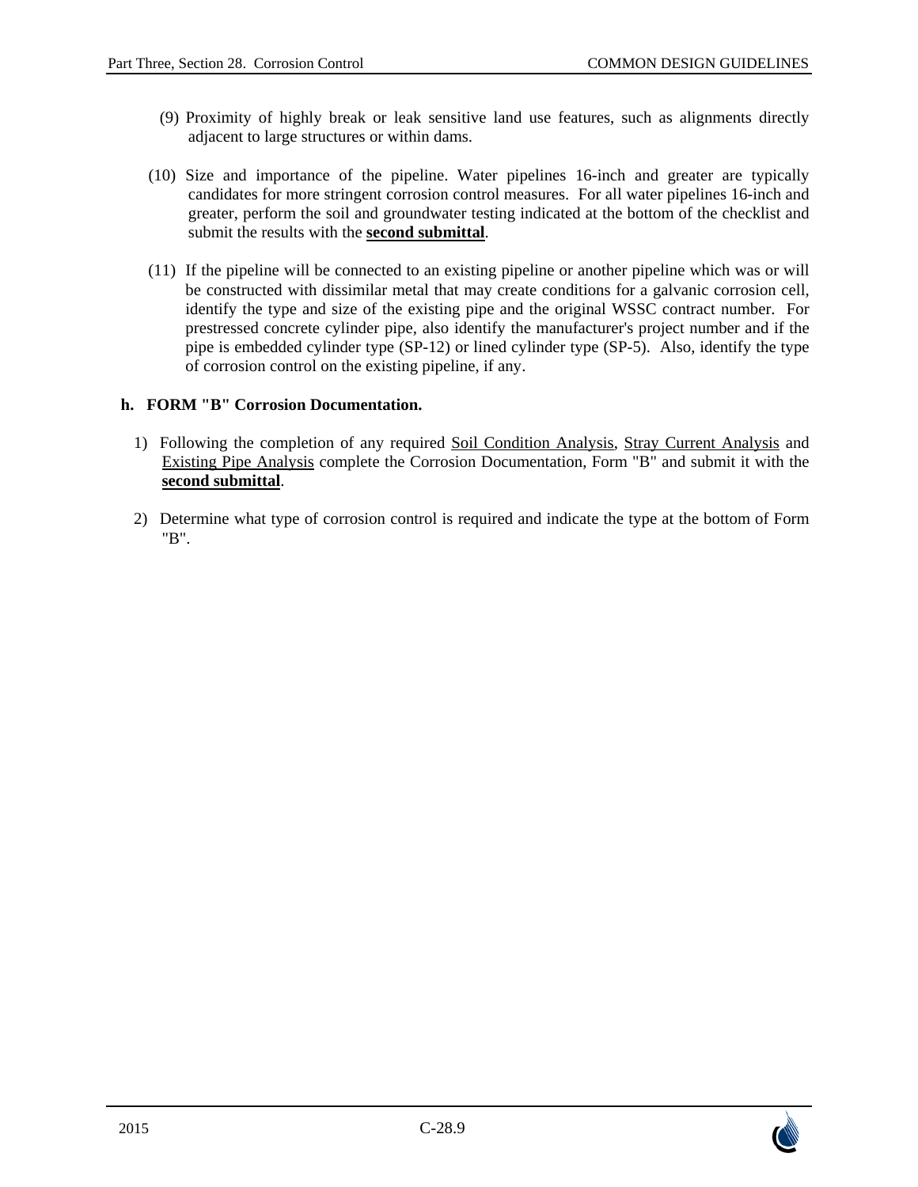(9) Proximity of highly break or leak sensitive land use features, such as alignments directly adjacent to large structures or within dams.

(10) Size and importance of the pipeline. Water pipelines 16-inch and greater are typically candidates for more stringent corrosion control measures. For all water pipelines 16-inch and greater, perform the soil and groundwater testing indicated at the bottom of the checklist and submit the results with the **second submittal**.

(11) If the pipeline will be connected to an existing pipeline or another pipeline which was or will be constructed with dissimilar metal that may create conditions for a galvanic corrosion cell, identify the type and size of the existing pipe and the original WSSC contract number. For prestressed concrete cylinder pipe, also identify the manufacturer's project number and if the pipe is embedded cylinder type (SP-12) or lined cylinder type (SP-5). Also, identify the type of corrosion control on the existing pipeline, if any.

**h. FORM "B" Corrosion Documentation.**

1) Following the completion of any required Soil Condition Analysis, Stray Current Analysis and Existing Pipe Analysis complete the Corrosion Documentation, Form "B" and submit it with the **second submittal**.

2) Determine what type of corrosion control is required and indicate the type at the bottom of Form "B".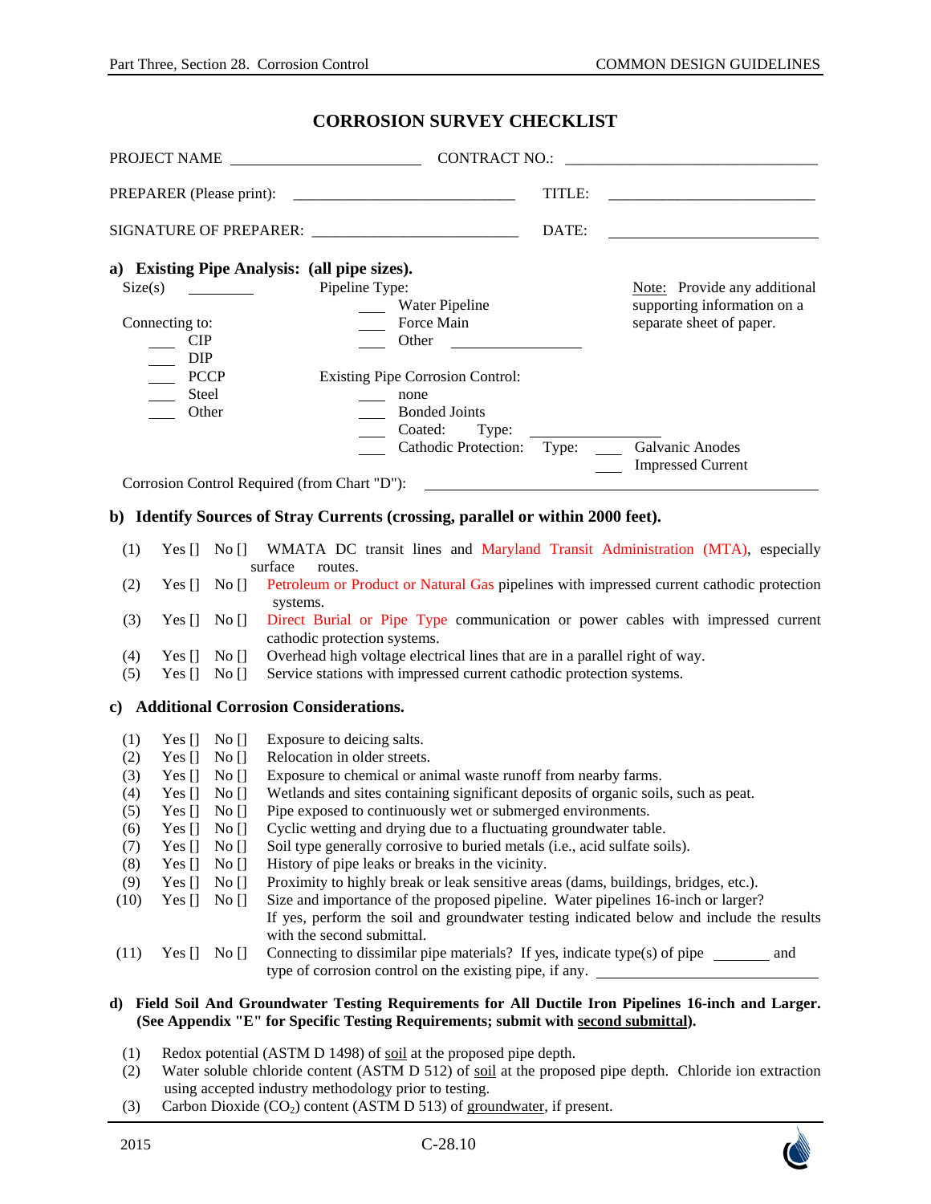# CORROSION SURVEY CHECKLIST

PROJECT NAME _______________________ CONTRACT NO.: ______________________________

PREPARER (Please print): ___________________________ TITLE: _________________________

SIGNATURE OF PREPARER: _________________________ DATE: _________________________

## a) Existing Pipe Analysis: (all pipe sizes).

Size(s) ________

Connecting to:

- ____ CIP
- ____ DIP
- ____ PCCP
- ____ Steel
- ____ Other

Pipeline Type:

- ____ Water Pipeline
- ____ Force Main
- ____ Other _______________

Note: Provide any additional supporting information on a separate sheet of paper.

Existing Pipe Corrosion Control:

- ____ none
- ____ Bonded Joints
- ____ Coated: Type: _______________
- ____ Cathodic Protection: Type: ____ Galvanic Anodes
  - ____ Impressed Current

Corrosion Control Required (from Chart "D"): ________________________________________

## b) Identify Sources of Stray Currents (crossing, parallel or within 2000 feet).

(1) Yes [] No [] WMATA DC transit lines and Maryland Transit Administration (MTA), especially surface routes.

(2) Yes [] No [] Petroleum or Product or Natural Gas pipelines with impressed current cathodic protection systems.

(3) Yes [] No [] Direct Burial or Pipe Type communication or power cables with impressed current cathodic protection systems.

(4) Yes [] No [] Overhead high voltage electrical lines that are in a parallel right of way.

(5) Yes [] No [] Service stations with impressed current cathodic protection systems.

## c) Additional Corrosion Considerations.

(1) Yes [] No [] Exposure to deicing salts.

(2) Yes [] No [] Relocation in older streets.

(3) Yes [] No [] Exposure to chemical or animal waste runoff from nearby farms.

(4) Yes [] No [] Wetlands and sites containing significant deposits of organic soils, such as peat.

(5) Yes [] No [] Pipe exposed to continuously wet or submerged environments.

(6) Yes [] No [] Cyclic wetting and drying due to a fluctuating groundwater table.

(7) Yes [] No [] Soil type generally corrosive to buried metals (i.e., acid sulfate soils).

(8) Yes [] No [] History of pipe leaks or breaks in the vicinity.

(9) Yes [] No [] Proximity to highly break or leak sensitive areas (dams, buildings, bridges, etc.).

(10) Yes [] No [] Size and importance of the proposed pipeline. Water pipelines 16-inch or larger? If yes, perform the soil and groundwater testing indicated below and include the results with the second submittal.

(11) Yes [] No [] Connecting to dissimilar pipe materials? If yes, indicate type(s) of pipe _______ and type of corrosion control on the existing pipe, if any. ____________________

## d) Field Soil And Groundwater Testing Requirements for All Ductile Iron Pipelines 16-inch and Larger. (See Appendix "E" for Specific Testing Requirements; submit with second submittal).

(1) Redox potential (ASTM D 1498) of soil at the proposed pipe depth.

(2) Water soluble chloride content (ASTM D 512) of soil at the proposed pipe depth. Chloride ion extraction using accepted industry methodology prior to testing.

(3) Carbon Dioxide ($CO_2$) content (ASTM D 513) of groundwater, if present.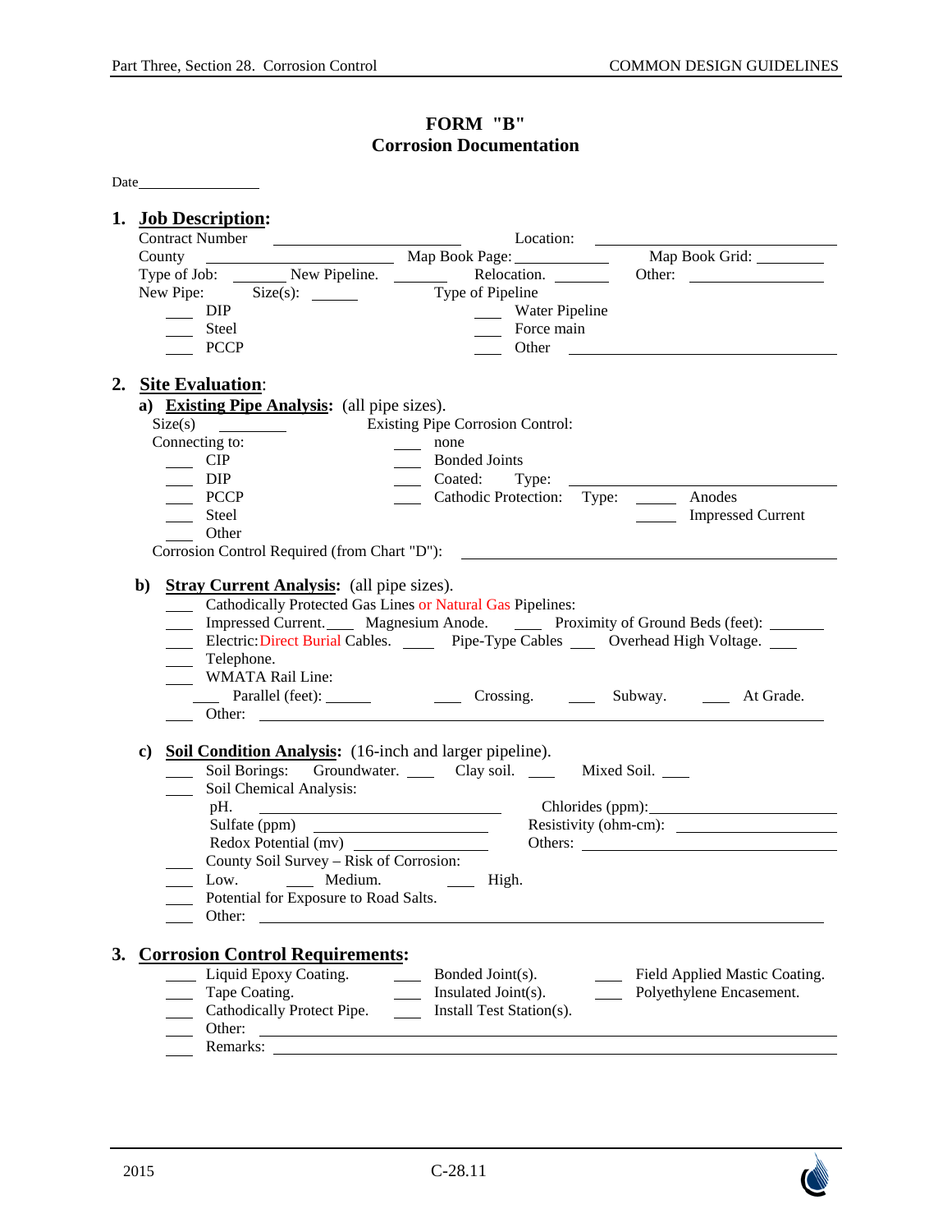# FORM "B"
## Corrosion Documentation

Date________________

## 1. Job Description:

Contract Number ____________________ Location: ____________________

County ____________________ Map Book Page: ____________ Map Book Grid: ________

Type of Job: _______ New Pipeline. _______ Relocation. _______ Other: ______________

New Pipe: Size(s): ______ Type of Pipeline

___ DIP ___ Water Pipeline

___ Steel ___ Force main

___ PCCP ___ Other ____________________

## 2. Site Evaluation:

### a) Existing Pipe Analysis: (all pipe sizes).

Size(s) ________ Existing Pipe Corrosion Control:

Connecting to: ___ none

___ CIP ___ Bonded Joints

___ DIP ___ Coated: Type: ____________________

___ PCCP ___ Cathodic Protection: Type: _____ Anodes

___ Steel _____ Impressed Current

___ Other

Corrosion Control Required (from Chart "D"): ____________________

### b) Stray Current Analysis: (all pipe sizes).

___ Cathodically Protected Gas Lines or Natural Gas Pipelines:

___ Impressed Current. ___ Magnesium Anode. ___ Proximity of Ground Beds (feet): _______

___ Electric: Direct Burial Cables. ____ Pipe-Type Cables ___ Overhead High Voltage. ___

___ Telephone.

___ WMATA Rail Line:

___ Parallel (feet): ______ ___ Crossing. ___ Subway. ___ At Grade.

___ Other: ____________________

### c) Soil Condition Analysis: (16-inch and larger pipeline).

___ Soil Borings: Groundwater. ___ Clay soil. ___ Mixed Soil. ___

___ Soil Chemical Analysis:

pH. ____________________ Chlorides (ppm): ____________________

Sulfate (ppm) ____________________ Resistivity (ohm-cm): ____________________

Redox Potential (mv) ____________________ Others: ____________________

___ County Soil Survey – Risk of Corrosion:

___ Low. ___ Medium. ___ High.

___ Potential for Exposure to Road Salts.

___ Other: ____________________

## 3. Corrosion Control Requirements:

___ Liquid Epoxy Coating. ___ Bonded Joint(s). ___ Field Applied Mastic Coating.

___ Tape Coating. ___ Insulated Joint(s). ___ Polyethylene Encasement.

___ Cathodically Protect Pipe. ___ Install Test Station(s).

___ Other: ____________________

___ Remarks: ____________________